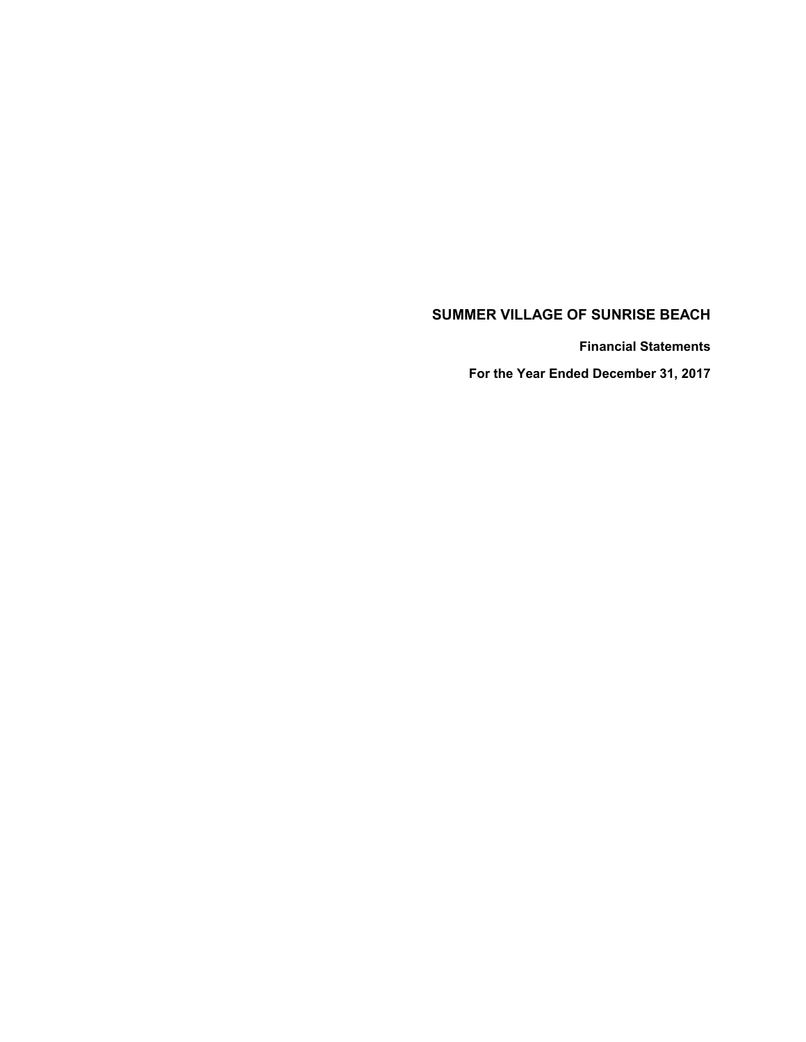# SUMMER VILLAGE OF SUNRISE BEACH

**Financial Statements**

**For the Year Ended December 31, 2017**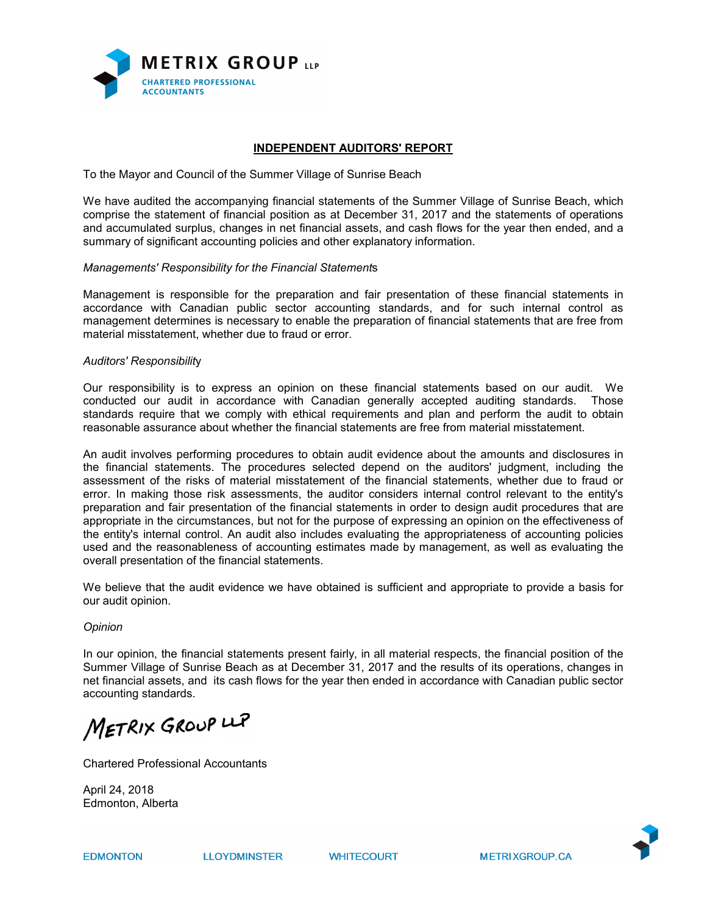METRIX GROUP LLP
CHARTERED PROFESSIONAL ACCOUNTANTS

## INDEPENDENT AUDITORS' REPORT

To the Mayor and Council of the Summer Village of Sunrise Beach

We have audited the accompanying financial statements of the Summer Village of Sunrise Beach, which comprise the statement of financial position as at December 31, 2017 and the statements of operations and accumulated surplus, changes in net financial assets, and cash flows for the year then ended, and a summary of significant accounting policies and other explanatory information.

*Managements' Responsibility for the Financial Statements*

Management is responsible for the preparation and fair presentation of these financial statements in accordance with Canadian public sector accounting standards, and for such internal control as management determines is necessary to enable the preparation of financial statements that are free from material misstatement, whether due to fraud or error.

*Auditors' Responsibility*

Our responsibility is to express an opinion on these financial statements based on our audit. We conducted our audit in accordance with Canadian generally accepted auditing standards. Those standards require that we comply with ethical requirements and plan and perform the audit to obtain reasonable assurance about whether the financial statements are free from material misstatement.

An audit involves performing procedures to obtain audit evidence about the amounts and disclosures in the financial statements. The procedures selected depend on the auditors' judgment, including the assessment of the risks of material misstatement of the financial statements, whether due to fraud or error. In making those risk assessments, the auditor considers internal control relevant to the entity's preparation and fair presentation of the financial statements in order to design audit procedures that are appropriate in the circumstances, but not for the purpose of expressing an opinion on the effectiveness of the entity's internal control. An audit also includes evaluating the appropriateness of accounting policies used and the reasonableness of accounting estimates made by management, as well as evaluating the overall presentation of the financial statements.

We believe that the audit evidence we have obtained is sufficient and appropriate to provide a basis for our audit opinion.

*Opinion*

In our opinion, the financial statements present fairly, in all material respects, the financial position of the Summer Village of Sunrise Beach as at December 31, 2017 and the results of its operations, changes in net financial assets, and its cash flows for the year then ended in accordance with Canadian public sector accounting standards.

METRIX GROUP LLP

Chartered Professional Accountants

April 24, 2018
Edmonton, Alberta

EDMONTON LLOYDMINSTER WHITECOURT METRIXGROUP.CA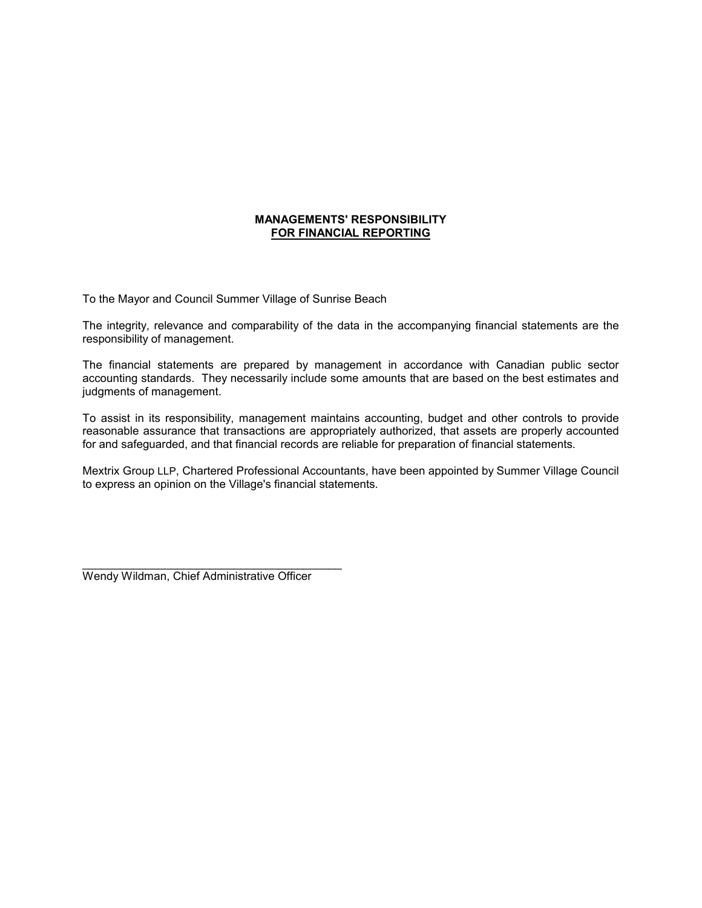## MANAGEMENTS' RESPONSIBILITY FOR FINANCIAL REPORTING

To the Mayor and Council Summer Village of Sunrise Beach

The integrity, relevance and comparability of the data in the accompanying financial statements are the responsibility of management.

The financial statements are prepared by management in accordance with Canadian public sector accounting standards. They necessarily include some amounts that are based on the best estimates and judgments of management.

To assist in its responsibility, management maintains accounting, budget and other controls to provide reasonable assurance that transactions are appropriately authorized, that assets are properly accounted for and safeguarded, and that financial records are reliable for preparation of financial statements.

Mextrix Group LLP, Chartered Professional Accountants, have been appointed by Summer Village Council to express an opinion on the Village's financial statements.

\_\_\_\_\_\_\_\_\_\_\_\_\_\_\_\_\_\_\_\_\_\_\_\_\_\_\_\_\_\_\_\_\_\_\_\_\_\_\_\_

Wendy Wildman, Chief Administrative Officer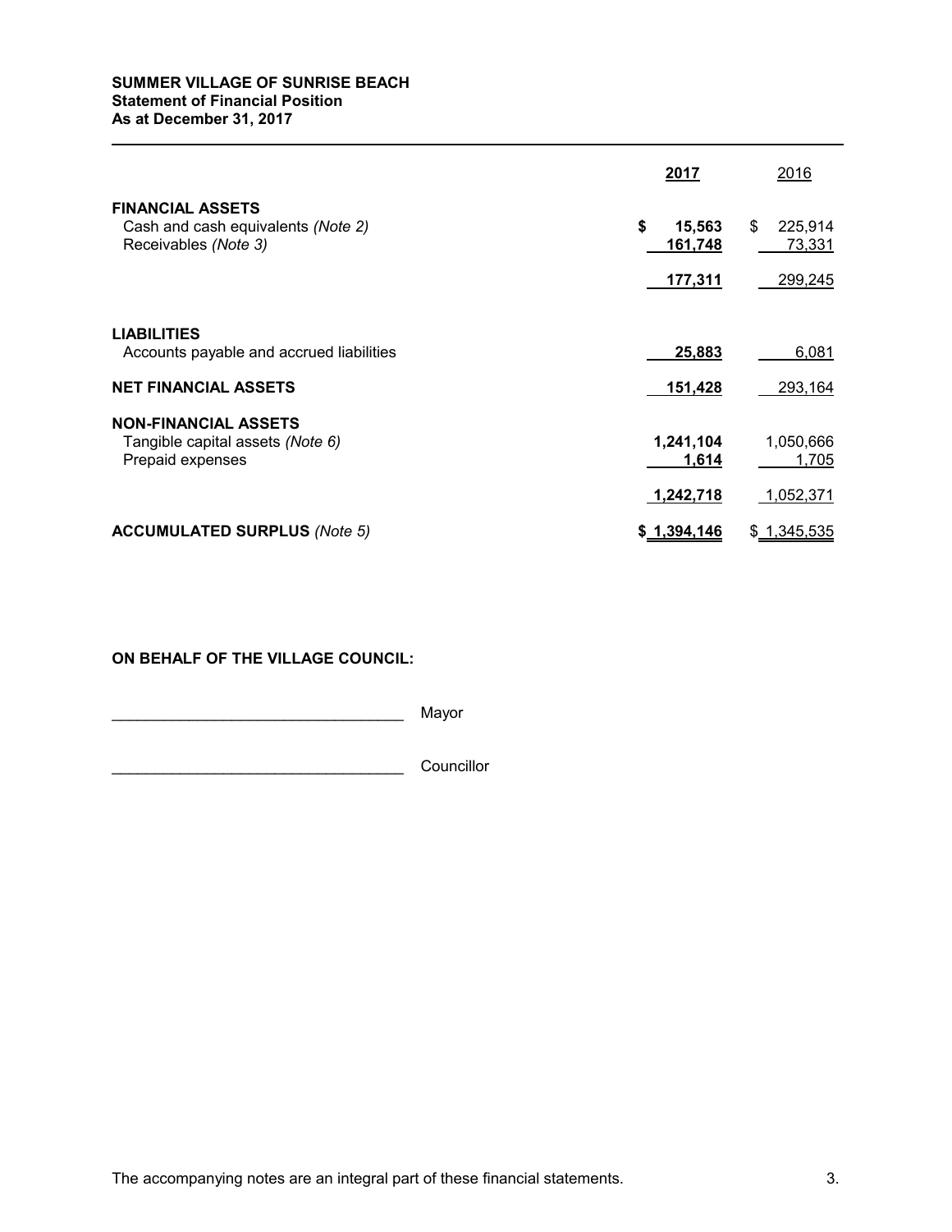**SUMMER VILLAGE OF SUNRISE BEACH**
**Statement of Financial Position**
**As at December 31, 2017**

| | **2017** | 2016 |
|---|---|---|
| **FINANCIAL ASSETS** | | |
| Cash and cash equivalents *(Note 2)* | **$ 15,563** | $ 225,914 |
| Receivables *(Note 3)* | **161,748** | 73,331 |
| | **177,311** | 299,245 |
| **LIABILITIES** | | |
| Accounts payable and accrued liabilities | **25,883** | 6,081 |
| **NET FINANCIAL ASSETS** | **151,428** | 293,164 |
| **NON-FINANCIAL ASSETS** | | |
| Tangible capital assets *(Note 6)* | **1,241,104** | 1,050,666 |
| Prepaid expenses | **1,614** | 1,705 |
| | **1,242,718** | 1,052,371 |
| **ACCUMULATED SURPLUS** *(Note 5)* | **$ 1,394,146** | $ 1,345,535 |

**ON BEHALF OF THE VILLAGE COUNCIL:**

_________________________________ Mayor

_________________________________ Councillor

The accompanying notes are an integral part of these financial statements.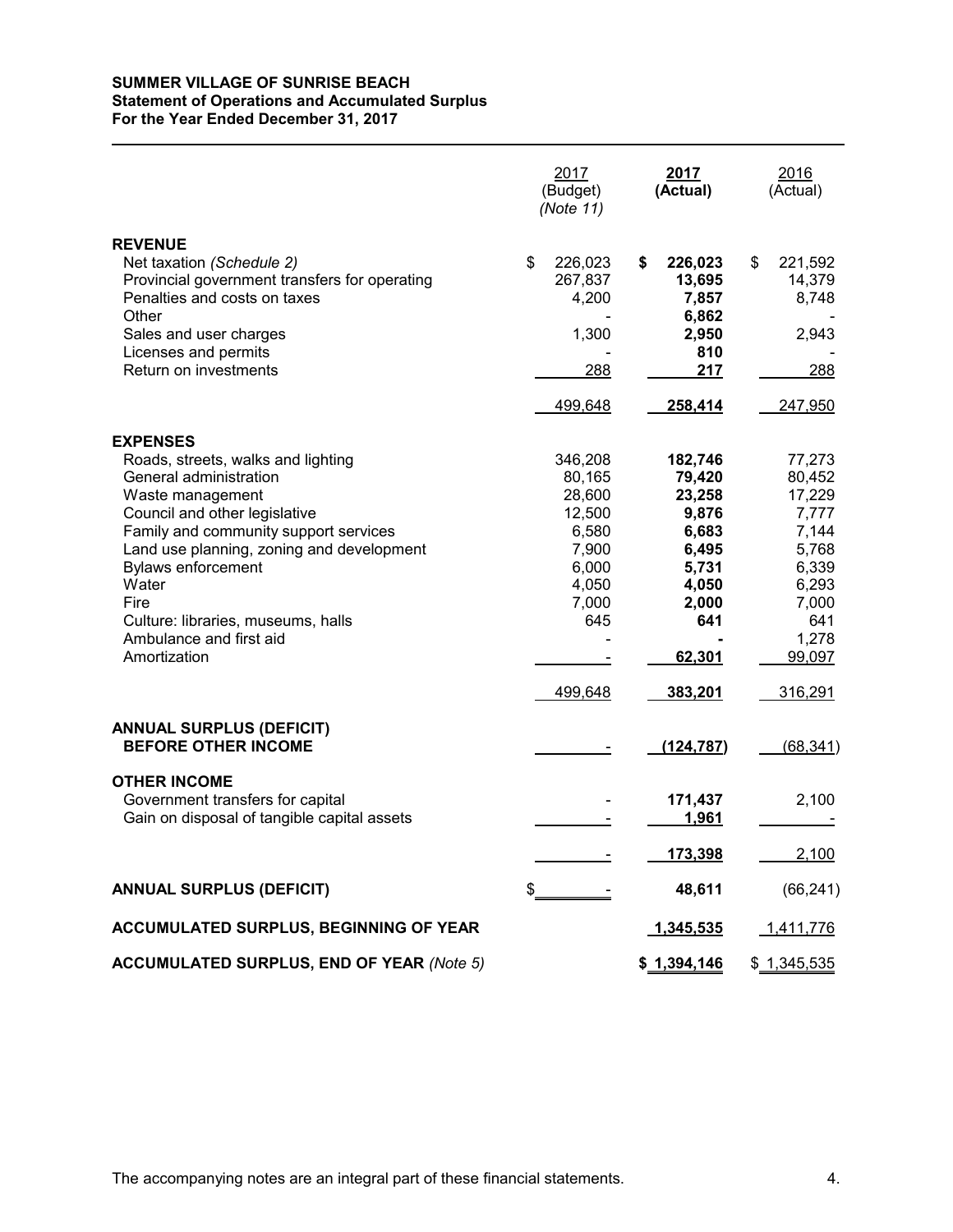**SUMMER VILLAGE OF SUNRISE BEACH**
**Statement of Operations and Accumulated Surplus**
**For the Year Ended December 31, 2017**

| | 2017 (Budget) *(Note 11)* | **2017 (Actual)** | 2016 (Actual) |
|---|---|---|---|
| **REVENUE** | | | |
| Net taxation *(Schedule 2)* | $ 226,023 | **$ 226,023** | $ 221,592 |
| Provincial government transfers for operating | 267,837 | **13,695** | 14,379 |
| Penalties and costs on taxes | 4,200 | **7,857** | 8,748 |
| Other | - | **6,862** | - |
| Sales and user charges | 1,300 | **2,950** | 2,943 |
| Licenses and permits | - | **810** | - |
| Return on investments | 288 | **217** | 288 |
| | 499,648 | **258,414** | 247,950 |
| **EXPENSES** | | | |
| Roads, streets, walks and lighting | 346,208 | **182,746** | 77,273 |
| General administration | 80,165 | **79,420** | 80,452 |
| Waste management | 28,600 | **23,258** | 17,229 |
| Council and other legislative | 12,500 | **9,876** | 7,777 |
| Family and community support services | 6,580 | **6,683** | 7,144 |
| Land use planning, zoning and development | 7,900 | **6,495** | 5,768 |
| Bylaws enforcement | 6,000 | **5,731** | 6,339 |
| Water | 4,050 | **4,050** | 6,293 |
| Fire | 7,000 | **2,000** | 7,000 |
| Culture: libraries, museums, halls | 645 | **641** | 641 |
| Ambulance and first aid | - | **-** | 1,278 |
| Amortization | - | **62,301** | 99,097 |
| | 499,648 | **383,201** | 316,291 |
| **ANNUAL SURPLUS (DEFICIT) BEFORE OTHER INCOME** | - | **(124,787)** | (68,341) |
| **OTHER INCOME** | | | |
| Government transfers for capital | - | **171,437** | 2,100 |
| Gain on disposal of tangible capital assets | - | **1,961** | - |
| | - | **173,398** | 2,100 |
| **ANNUAL SURPLUS (DEFICIT)** | $ - | **48,611** | (66,241) |
| **ACCUMULATED SURPLUS, BEGINNING OF YEAR** | | **1,345,535** | 1,411,776 |
| **ACCUMULATED SURPLUS, END OF YEAR** *(Note 5)* | | **$ 1,394,146** | $ 1,345,535 |

The accompanying notes are an integral part of these financial statements.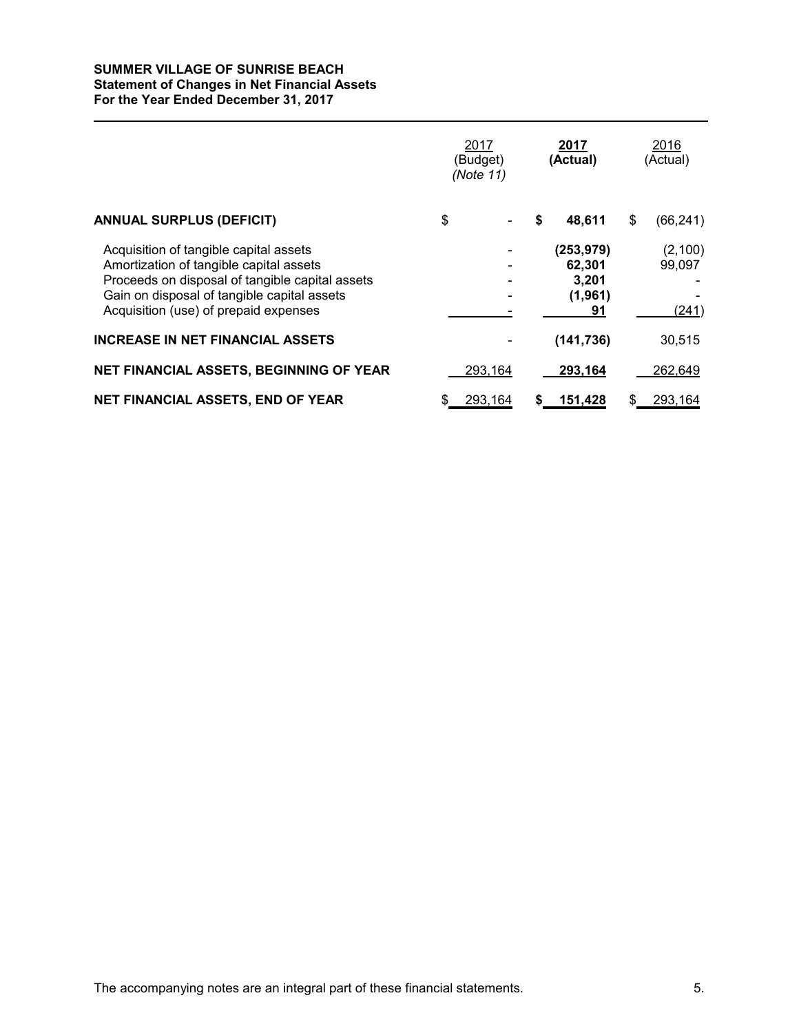**SUMMER VILLAGE OF SUNRISE BEACH**
**Statement of Changes in Net Financial Assets**
**For the Year Ended December 31, 2017**

| | 2017 (Budget) *(Note 11)* | **2017 (Actual)** | 2016 (Actual) |
|---|---|---|---|
| **ANNUAL SURPLUS (DEFICIT)** | $ - | **$ 48,611** | $ (66,241) |
| Acquisition of tangible capital assets | - | **(253,979)** | (2,100) |
| Amortization of tangible capital assets | - | **62,301** | 99,097 |
| Proceeds on disposal of tangible capital assets | - | **3,201** | - |
| Gain on disposal of tangible capital assets | - | **(1,961)** | - |
| Acquisition (use) of prepaid expenses | - | **91** | (241) |
| **INCREASE IN NET FINANCIAL ASSETS** | - | **(141,736)** | 30,515 |
| **NET FINANCIAL ASSETS, BEGINNING OF YEAR** | 293,164 | **293,164** | 262,649 |
| **NET FINANCIAL ASSETS, END OF YEAR** | $ 293,164 | **$ 151,428** | $ 293,164 |

The accompanying notes are an integral part of these financial statements.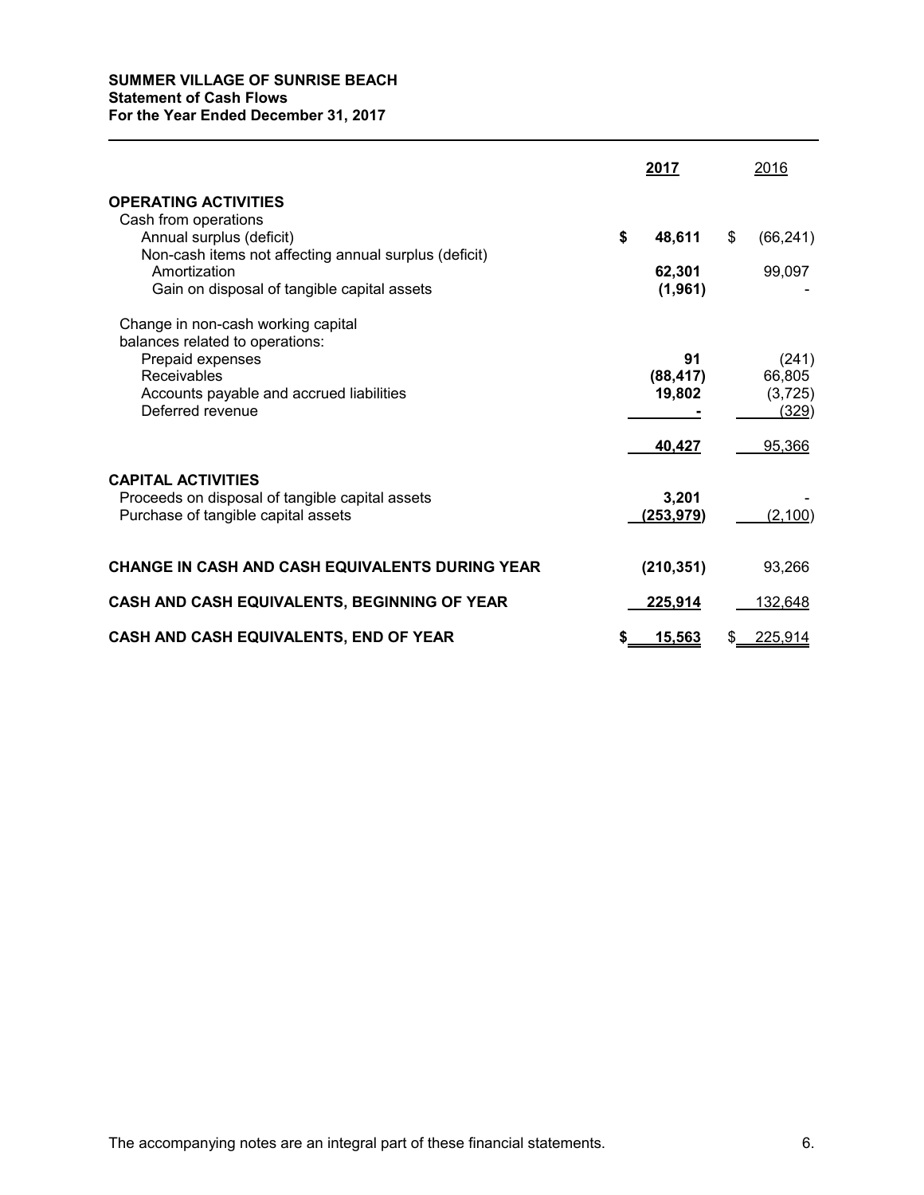**SUMMER VILLAGE OF SUNRISE BEACH**
**Statement of Cash Flows**
**For the Year Ended December 31, 2017**

| | 2017 | 2016 |
|---|---|---|
| **OPERATING ACTIVITIES** | | |
| Cash from operations | | |
| Annual surplus (deficit) | **$ 48,611** | $ (66,241) |
| Non-cash items not affecting annual surplus (deficit) | | |
| Amortization | **62,301** | 99,097 |
| Gain on disposal of tangible capital assets | **(1,961)** | - |
| Change in non-cash working capital balances related to operations: | | |
| Prepaid expenses | **91** | (241) |
| Receivables | **(88,417)** | 66,805 |
| Accounts payable and accrued liabilities | **19,802** | (3,725) |
| Deferred revenue | **-** | (329) |
| | **40,427** | 95,366 |
| **CAPITAL ACTIVITIES** | | |
| Proceeds on disposal of tangible capital assets | **3,201** | - |
| Purchase of tangible capital assets | **(253,979)** | (2,100) |
| **CHANGE IN CASH AND CASH EQUIVALENTS DURING YEAR** | **(210,351)** | 93,266 |
| **CASH AND CASH EQUIVALENTS, BEGINNING OF YEAR** | **225,914** | 132,648 |
| **CASH AND CASH EQUIVALENTS, END OF YEAR** | **$ 15,563** | $ 225,914 |

The accompanying notes are an integral part of these financial statements.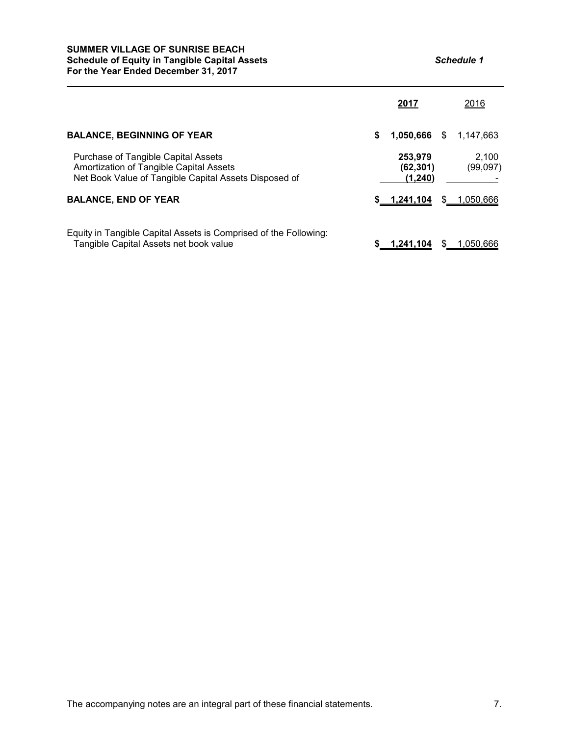**SUMMER VILLAGE OF SUNRISE BEACH**
**Schedule of Equity in Tangible Capital Assets** *Schedule 1*
**For the Year Ended December 31, 2017**

| | **2017** | 2016 |
|---|---|---|
| **BALANCE, BEGINNING OF YEAR** | **$ 1,050,666** | $ 1,147,663 |
| Purchase of Tangible Capital Assets | **253,979** | 2,100 |
| Amortization of Tangible Capital Assets | **(62,301)** | (99,097) |
| Net Book Value of Tangible Capital Assets Disposed of | **(1,240)** | - |
| **BALANCE, END OF YEAR** | **$ 1,241,104** | $ 1,050,666 |
| Equity in Tangible Capital Assets is Comprised of the Following: | | |
| Tangible Capital Assets net book value | **$ 1,241,104** | $ 1,050,666 |

The accompanying notes are an integral part of these financial statements.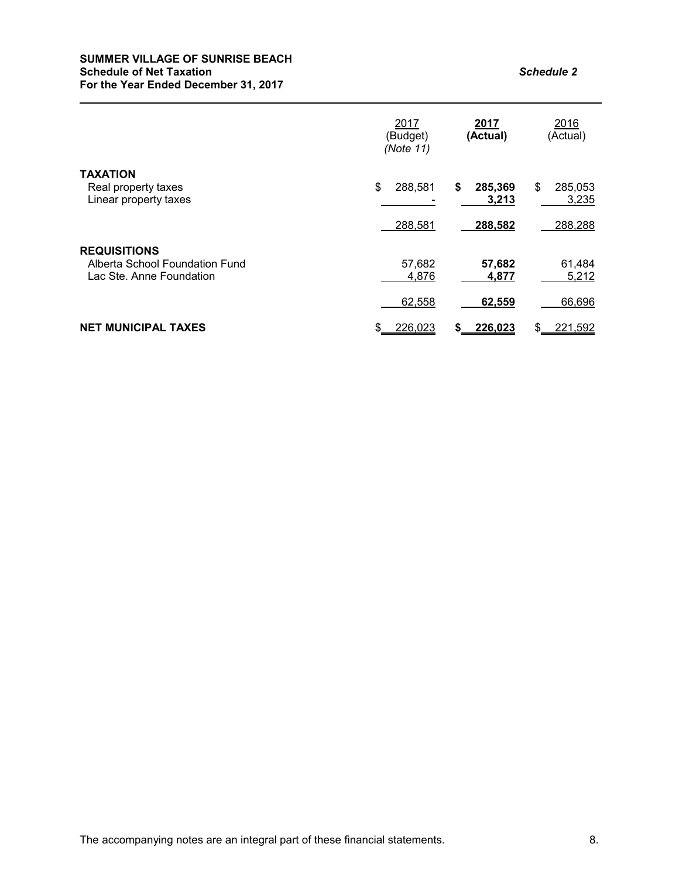**SUMMER VILLAGE OF SUNRISE BEACH**
**Schedule of Net Taxation**
**For the Year Ended December 31, 2017**

*Schedule 2*

| | 2017 (Budget) *(Note 11)* | **2017 (Actual)** | 2016 (Actual) |
|---|---|---|---|
| **TAXATION** | | | |
| Real property taxes | $ 288,581 | **$ 285,369** | $ 285,053 |
| Linear property taxes | - | **3,213** | 3,235 |
| | 288,581 | **288,582** | 288,288 |
| **REQUISITIONS** | | | |
| Alberta School Foundation Fund | 57,682 | **57,682** | 61,484 |
| Lac Ste. Anne Foundation | 4,876 | **4,877** | 5,212 |
| | 62,558 | **62,559** | 66,696 |
| **NET MUNICIPAL TAXES** | $ 226,023 | **$ 226,023** | $ 221,592 |

The accompanying notes are an integral part of these financial statements.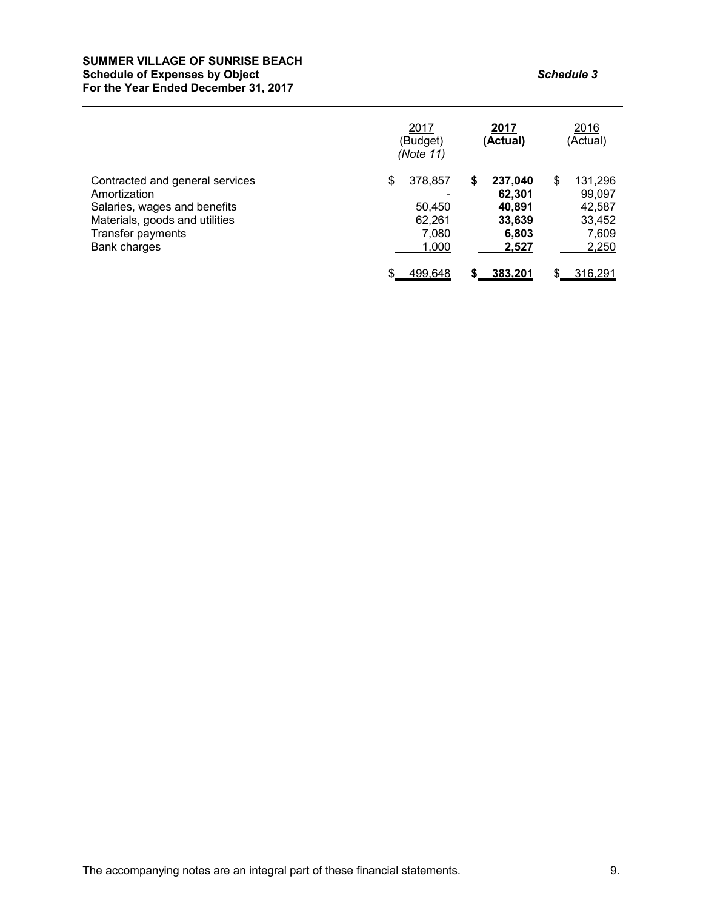**SUMMER VILLAGE OF SUNRISE BEACH**
**Schedule of Expenses by Object** *Schedule 3*
**For the Year Ended December 31, 2017**

| | 2017 (Budget) *(Note 11)* | **2017 (Actual)** | 2016 (Actual) |
|---|---|---|---|
| Contracted and general services | $ 378,857 | **$ 237,040** | $ 131,296 |
| Amortization | - | **62,301** | 99,097 |
| Salaries, wages and benefits | 50,450 | **40,891** | 42,587 |
| Materials, goods and utilities | 62,261 | **33,639** | 33,452 |
| Transfer payments | 7,080 | **6,803** | 7,609 |
| Bank charges | 1,000 | **2,527** | 2,250 |
| | $ 499,648 | **$ 383,201** | $ 316,291 |

The accompanying notes are an integral part of these financial statements.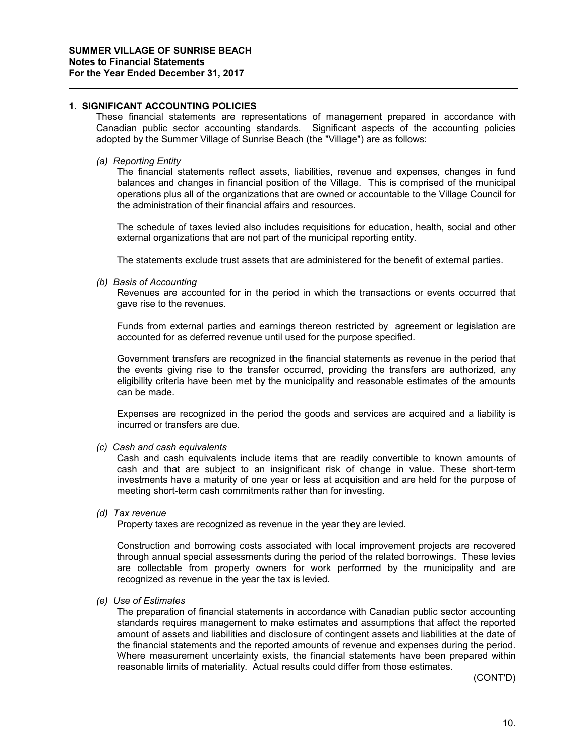**SUMMER VILLAGE OF SUNRISE BEACH**
**Notes to Financial Statements**
**For the Year Ended December 31, 2017**

## 1. SIGNIFICANT ACCOUNTING POLICIES

These financial statements are representations of management prepared in accordance with Canadian public sector accounting standards. Significant aspects of the accounting policies adopted by the Summer Village of Sunrise Beach (the "Village") are as follows:

*(a) Reporting Entity*

The financial statements reflect assets, liabilities, revenue and expenses, changes in fund balances and changes in financial position of the Village. This is comprised of the municipal operations plus all of the organizations that are owned or accountable to the Village Council for the administration of their financial affairs and resources.

The schedule of taxes levied also includes requisitions for education, health, social and other external organizations that are not part of the municipal reporting entity.

The statements exclude trust assets that are administered for the benefit of external parties.

*(b) Basis of Accounting*

Revenues are accounted for in the period in which the transactions or events occurred that gave rise to the revenues.

Funds from external parties and earnings thereon restricted by agreement or legislation are accounted for as deferred revenue until used for the purpose specified.

Government transfers are recognized in the financial statements as revenue in the period that the events giving rise to the transfer occurred, providing the transfers are authorized, any eligibility criteria have been met by the municipality and reasonable estimates of the amounts can be made.

Expenses are recognized in the period the goods and services are acquired and a liability is incurred or transfers are due.

*(c) Cash and cash equivalents*

Cash and cash equivalents include items that are readily convertible to known amounts of cash and that are subject to an insignificant risk of change in value. These short-term investments have a maturity of one year or less at acquisition and are held for the purpose of meeting short-term cash commitments rather than for investing.

*(d) Tax revenue*

Property taxes are recognized as revenue in the year they are levied.

Construction and borrowing costs associated with local improvement projects are recovered through annual special assessments during the period of the related borrowings. These levies are collectable from property owners for work performed by the municipality and are recognized as revenue in the year the tax is levied.

*(e) Use of Estimates*

The preparation of financial statements in accordance with Canadian public sector accounting standards requires management to make estimates and assumptions that affect the reported amount of assets and liabilities and disclosure of contingent assets and liabilities at the date of the financial statements and the reported amounts of revenue and expenses during the period. Where measurement uncertainty exists, the financial statements have been prepared within reasonable limits of materiality. Actual results could differ from those estimates.

(CONT'D)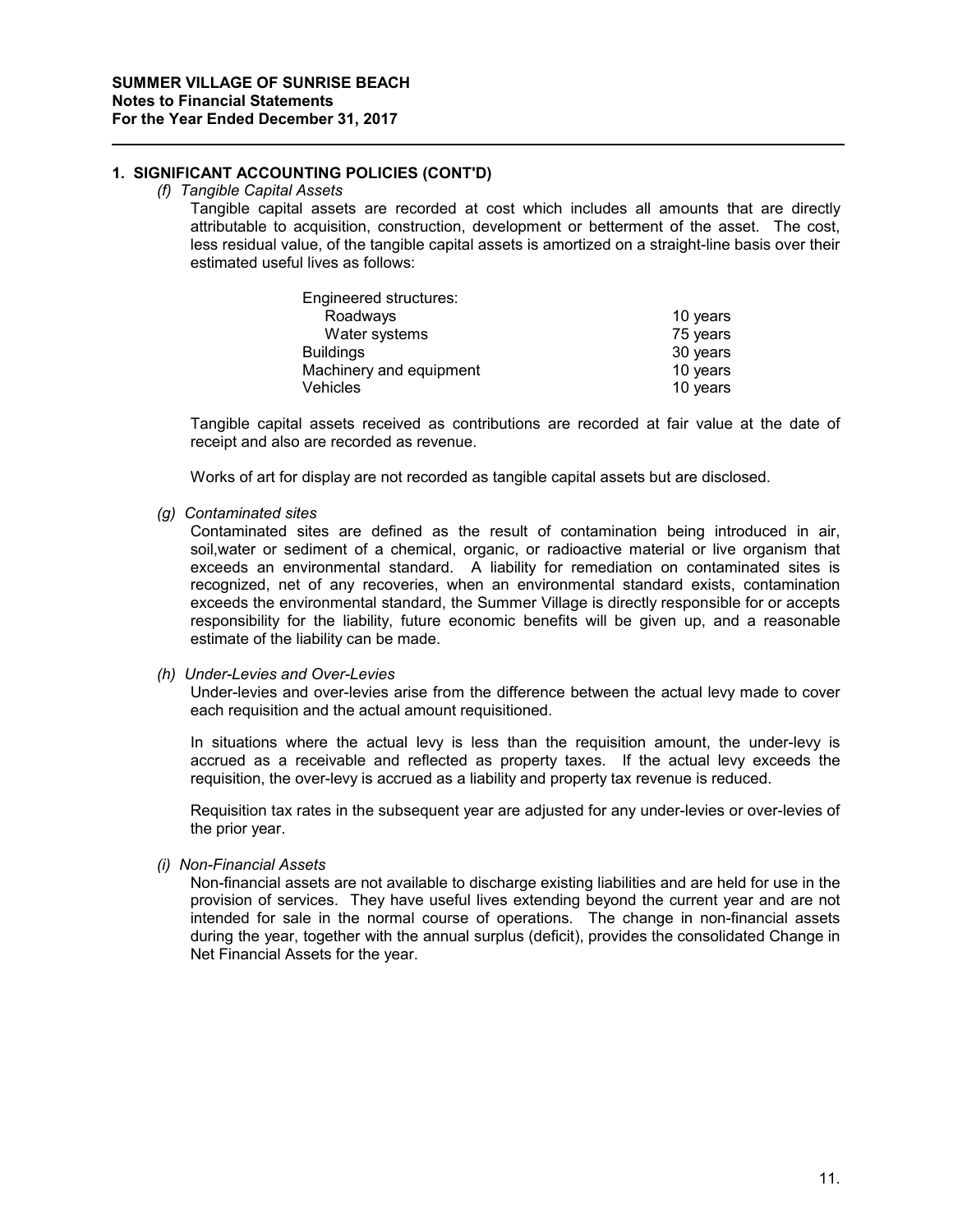**SUMMER VILLAGE OF SUNRISE BEACH**
**Notes to Financial Statements**
**For the Year Ended December 31, 2017**

## 1. SIGNIFICANT ACCOUNTING POLICIES (CONT'D)

*(f) Tangible Capital Assets*

Tangible capital assets are recorded at cost which includes all amounts that are directly attributable to acquisition, construction, development or betterment of the asset. The cost, less residual value, of the tangible capital assets is amortized on a straight-line basis over their estimated useful lives as follows:

| | |
|---|---|
| Engineered structures: | |
| Roadways | 10 years |
| Water systems | 75 years |
| Buildings | 30 years |
| Machinery and equipment | 10 years |
| Vehicles | 10 years |

Tangible capital assets received as contributions are recorded at fair value at the date of receipt and also are recorded as revenue.

Works of art for display are not recorded as tangible capital assets but are disclosed.

*(g) Contaminated sites*

Contaminated sites are defined as the result of contamination being introduced in air, soil,water or sediment of a chemical, organic, or radioactive material or live organism that exceeds an environmental standard. A liability for remediation on contaminated sites is recognized, net of any recoveries, when an environmental standard exists, contamination exceeds the environmental standard, the Summer Village is directly responsible for or accepts responsibility for the liability, future economic benefits will be given up, and a reasonable estimate of the liability can be made.

*(h) Under-Levies and Over-Levies*

Under-levies and over-levies arise from the difference between the actual levy made to cover each requisition and the actual amount requisitioned.

In situations where the actual levy is less than the requisition amount, the under-levy is accrued as a receivable and reflected as property taxes. If the actual levy exceeds the requisition, the over-levy is accrued as a liability and property tax revenue is reduced.

Requisition tax rates in the subsequent year are adjusted for any under-levies or over-levies of the prior year.

*(i) Non-Financial Assets*

Non-financial assets are not available to discharge existing liabilities and are held for use in the provision of services. They have useful lives extending beyond the current year and are not intended for sale in the normal course of operations. The change in non-financial assets during the year, together with the annual surplus (deficit), provides the consolidated Change in Net Financial Assets for the year.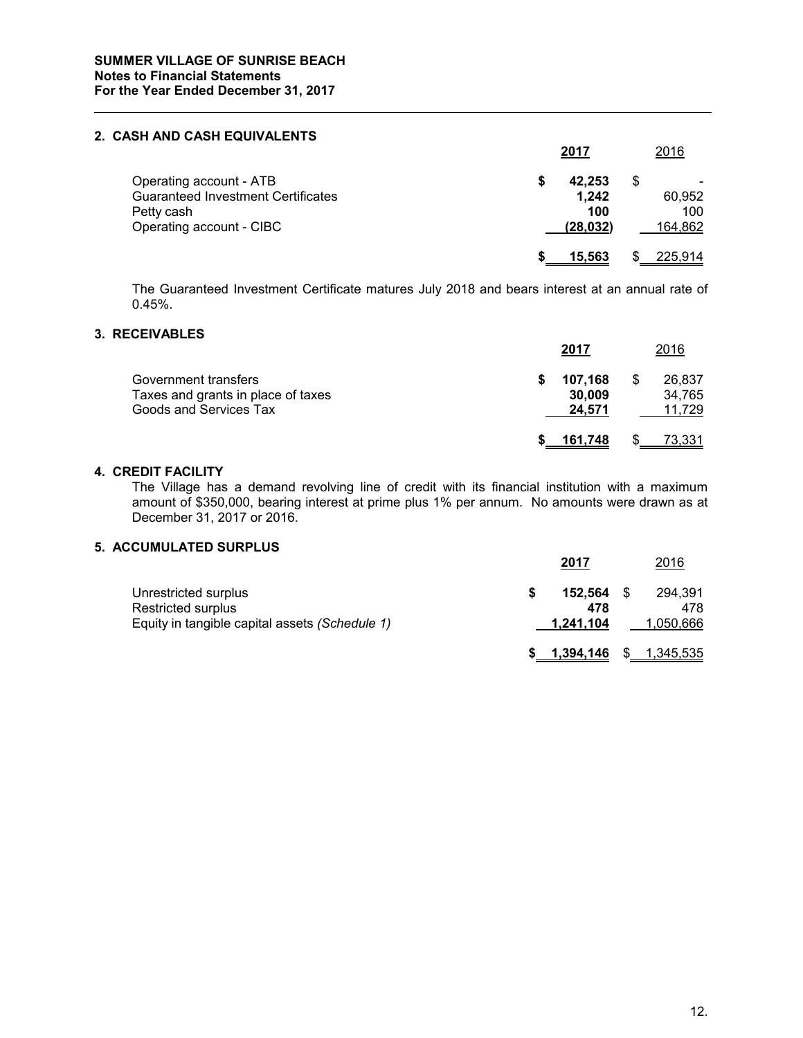**SUMMER VILLAGE OF SUNRISE BEACH**
**Notes to Financial Statements**
**For the Year Ended December 31, 2017**

## 2. CASH AND CASH EQUIVALENTS

| | 2017 | 2016 |
|---|---|---|
| Operating account - ATB | **$ 42,253** | $ - |
| Guaranteed Investment Certificates | **1,242** | 60,952 |
| Petty cash | **100** | 100 |
| Operating account - CIBC | **(28,032)** | 164,862 |
| | **$ 15,563** | $ 225,914 |

The Guaranteed Investment Certificate matures July 2018 and bears interest at an annual rate of 0.45%.

## 3. RECEIVABLES

| | 2017 | 2016 |
|---|---|---|
| Government transfers | **$ 107,168** | $ 26,837 |
| Taxes and grants in place of taxes | **30,009** | 34,765 |
| Goods and Services Tax | **24,571** | 11,729 |
| | **$ 161,748** | $ 73,331 |

## 4. CREDIT FACILITY

The Village has a demand revolving line of credit with its financial institution with a maximum amount of $350,000, bearing interest at prime plus 1% per annum. No amounts were drawn as at December 31, 2017 or 2016.

## 5. ACCUMULATED SURPLUS

| | 2017 | 2016 |
|---|---|---|
| Unrestricted surplus | **$ 152,564** | $ 294,391 |
| Restricted surplus | **478** | 478 |
| Equity in tangible capital assets *(Schedule 1)* | **1,241,104** | 1,050,666 |
| | **$ 1,394,146** | $ 1,345,535 |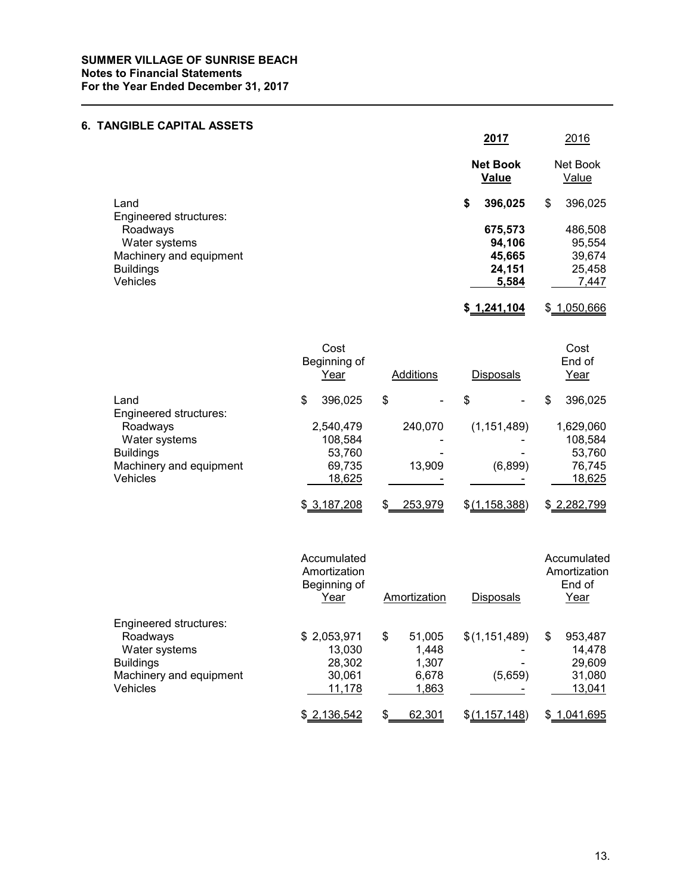## 6. TANGIBLE CAPITAL ASSETS

| | 2017 Net Book Value | 2016 Net Book Value |
|---|---|---|
| Land | **$ 396,025** | $ 396,025 |
| Engineered structures: | | |
| Roadways | **675,573** | 486,508 |
| Water systems | **94,106** | 95,554 |
| Machinery and equipment | **45,665** | 39,674 |
| Buildings | **24,151** | 25,458 |
| Vehicles | **5,584** | 7,447 |
| | **$ 1,241,104** | $ 1,050,666 |

| | Cost Beginning of Year | Additions | Disposals | Cost End of Year |
|---|---|---|---|---|
| Land | $ 396,025 | $ - | $ - | $ 396,025 |
| Engineered structures: | | | | |
| Roadways | 2,540,479 | 240,070 | (1,151,489) | 1,629,060 |
| Water systems | 108,584 | - | - | 108,584 |
| Buildings | 53,760 | - | - | 53,760 |
| Machinery and equipment | 69,735 | 13,909 | (6,899) | 76,745 |
| Vehicles | 18,625 | - | - | 18,625 |
| | $ 3,187,208 | $ 253,979 | $ (1,158,388) | $ 2,282,799 |

| | Accumulated Amortization Beginning of Year | Amortization | Disposals | Accumulated Amortization End of Year |
|---|---|---|---|---|
| Engineered structures: | | | | |
| Roadways | $ 2,053,971 | $ 51,005 | $ (1,151,489) | $ 953,487 |
| Water systems | 13,030 | 1,448 | - | 14,478 |
| Buildings | 28,302 | 1,307 | - | 29,609 |
| Machinery and equipment | 30,061 | 6,678 | (5,659) | 31,080 |
| Vehicles | 11,178 | 1,863 | - | 13,041 |
| | $ 2,136,542 | $ 62,301 | $ (1,157,148) | $ 1,041,695 |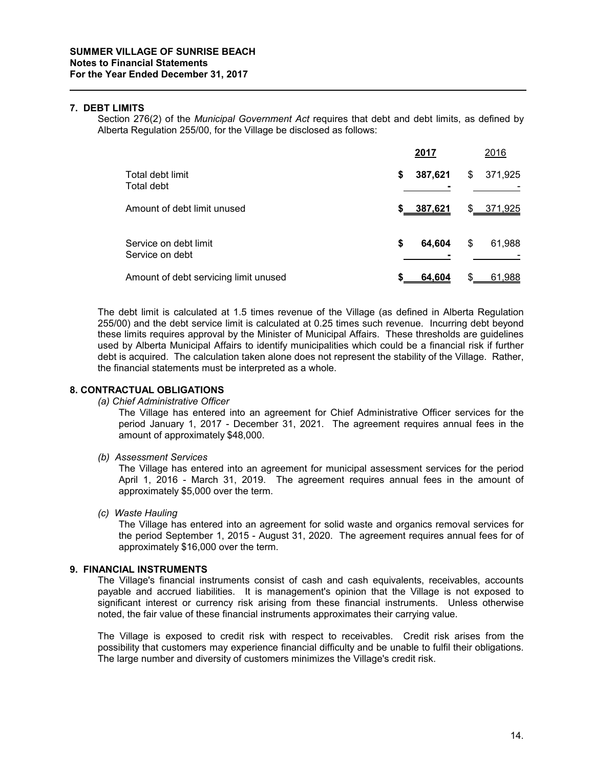**SUMMER VILLAGE OF SUNRISE BEACH**
**Notes to Financial Statements**
**For the Year Ended December 31, 2017**

## 7. DEBT LIMITS

Section 276(2) of the *Municipal Government Act* requires that debt and debt limits, as defined by Alberta Regulation 255/00, for the Village be disclosed as follows:

| | **2017** | 2016 |
|---|---|---|
| Total debt limit | **$ 387,621** | $ 371,925 |
| Total debt | **-** | - |
| Amount of debt limit unused | **$ 387,621** | $ 371,925 |
| | | |
| Service on debt limit | **$ 64,604** | $ 61,988 |
| Service on debt | **-** | - |
| Amount of debt servicing limit unused | **$ 64,604** | $ 61,988 |

The debt limit is calculated at 1.5 times revenue of the Village (as defined in Alberta Regulation 255/00) and the debt service limit is calculated at 0.25 times such revenue. Incurring debt beyond these limits requires approval by the Minister of Municipal Affairs. These thresholds are guidelines used by Alberta Municipal Affairs to identify municipalities which could be a financial risk if further debt is acquired. The calculation taken alone does not represent the stability of the Village. Rather, the financial statements must be interpreted as a whole.

## 8. CONTRACTUAL OBLIGATIONS

*(a) Chief Administrative Officer*

The Village has entered into an agreement for Chief Administrative Officer services for the period January 1, 2017 - December 31, 2021. The agreement requires annual fees in the amount of approximately $48,000.

*(b) Assessment Services*

The Village has entered into an agreement for municipal assessment services for the period April 1, 2016 - March 31, 2019. The agreement requires annual fees in the amount of approximately $5,000 over the term.

*(c) Waste Hauling*

The Village has entered into an agreement for solid waste and organics removal services for the period September 1, 2015 - August 31, 2020. The agreement requires annual fees for of approximately $16,000 over the term.

## 9. FINANCIAL INSTRUMENTS

The Village's financial instruments consist of cash and cash equivalents, receivables, accounts payable and accrued liabilities. It is management's opinion that the Village is not exposed to significant interest or currency risk arising from these financial instruments. Unless otherwise noted, the fair value of these financial instruments approximates their carrying value.

The Village is exposed to credit risk with respect to receivables. Credit risk arises from the possibility that customers may experience financial difficulty and be unable to fulfil their obligations. The large number and diversity of customers minimizes the Village's credit risk.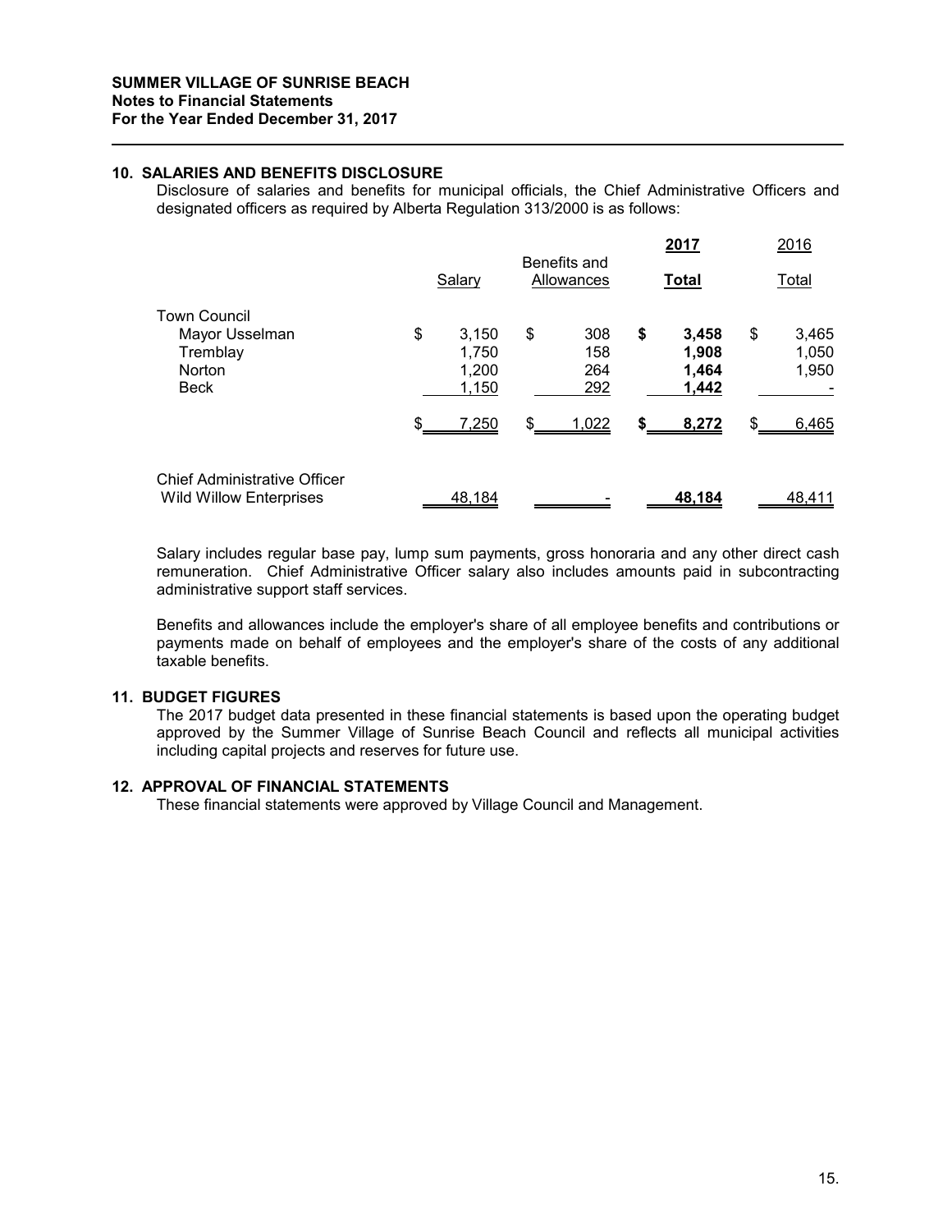**SUMMER VILLAGE OF SUNRISE BEACH**
**Notes to Financial Statements**
**For the Year Ended December 31, 2017**

## 10. SALARIES AND BENEFITS DISCLOSURE

Disclosure of salaries and benefits for municipal officials, the Chief Administrative Officers and designated officers as required by Alberta Regulation 313/2000 is as follows:

| | Salary | Benefits and Allowances | **2017 Total** | 2016 Total |
|---|---|---|---|---|
| Town Council | | | | |
| Mayor Usselman | $ 3,150 | $ 308 | **$ 3,458** | $ 3,465 |
| Tremblay | 1,750 | 158 | **1,908** | 1,050 |
| Norton | 1,200 | 264 | **1,464** | 1,950 |
| Beck | 1,150 | 292 | **1,442** | - |
| | $ 7,250 | $ 1,022 | **$ 8,272** | $ 6,465 |
| Chief Administrative Officer Wild Willow Enterprises | 48,184 | - | **48,184** | 48,411 |

Salary includes regular base pay, lump sum payments, gross honoraria and any other direct cash remuneration. Chief Administrative Officer salary also includes amounts paid in subcontracting administrative support staff services.

Benefits and allowances include the employer's share of all employee benefits and contributions or payments made on behalf of employees and the employer's share of the costs of any additional taxable benefits.

## 11. BUDGET FIGURES

The 2017 budget data presented in these financial statements is based upon the operating budget approved by the Summer Village of Sunrise Beach Council and reflects all municipal activities including capital projects and reserves for future use.

## 12. APPROVAL OF FINANCIAL STATEMENTS

These financial statements were approved by Village Council and Management.